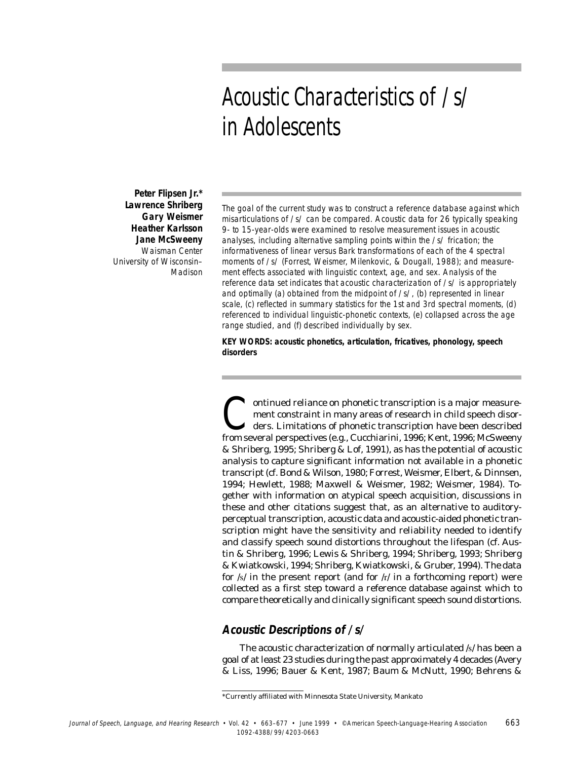# Acoustic Characteristics of /s/ in Adolescents

**Peter Flipsen Jr.***
**Lawrence Shriberg**
**Gary Weismer**
**Heather Karlsson**
**Jane McSweeny**
*Waisman Center*
*University of Wisconsin–Madison*

*The goal of the current study was to construct a reference database against which misarticulations of /s/ can be compared. Acoustic data for 26 typically speaking 9- to 15-year-olds were examined to resolve measurement issues in acoustic analyses, including alternative sampling points within the /s/ frication; the informativeness of linear versus Bark transformations of each of the 4 spectral moments of /s/ (Forrest, Weismer, Milenkovic, & Dougall, 1988); and measurement effects associated with linguistic context, age, and sex. Analysis of the reference data set indicates that acoustic characterization of /s/ is appropriately and optimally (a) obtained from the midpoint of /s/, (b) represented in linear scale, (c) reflected in summary statistics for the 1st and 3rd spectral moments, (d) referenced to individual linguistic-phonetic contexts, (e) collapsed across the age range studied, and (f) described individually by sex.*

**KEY WORDS: acoustic phonetics, articulation, fricatives, phonology, speech disorders**

Continued reliance on phonetic transcription is a major measurement constraint in many areas of research in child speech disorders. Limitations of phonetic transcription have been described from several perspectives (e.g., Cucchiarini, 1996; Kent, 1996; McSweeny & Shriberg, 1995; Shriberg & Lof, 1991), as has the potential of acoustic analysis to capture significant information not available in a phonetic transcript (cf. Bond & Wilson, 1980; Forrest, Weismer, Elbert, & Dinnsen, 1994; Hewlett, 1988; Maxwell & Weismer, 1982; Weismer, 1984). Together with information on atypical speech acquisition, discussions in these and other citations suggest that, as an alternative to auditory-perceptual transcription, acoustic data and acoustic-aided phonetic transcription might have the sensitivity and reliability needed to identify and classify speech sound distortions throughout the lifespan (cf. Austin & Shriberg, 1996; Lewis & Shriberg, 1994; Shriberg, 1993; Shriberg & Kwiatkowski, 1994; Shriberg, Kwiatkowski, & Gruber, 1994). The data for /s/ in the present report (and for /r/ in a forthcoming report) were collected as a first step toward a reference database against which to compare theoretically and clinically significant speech sound distortions.

## Acoustic Descriptions of /s/

The acoustic characterization of normally articulated /s/ has been a goal of at least 23 studies during the past approximately 4 decades (Avery & Liss, 1996; Bauer & Kent, 1987; Baum & McNutt, 1990; Behrens &

*Currently affiliated with Minnesota State University, Mankato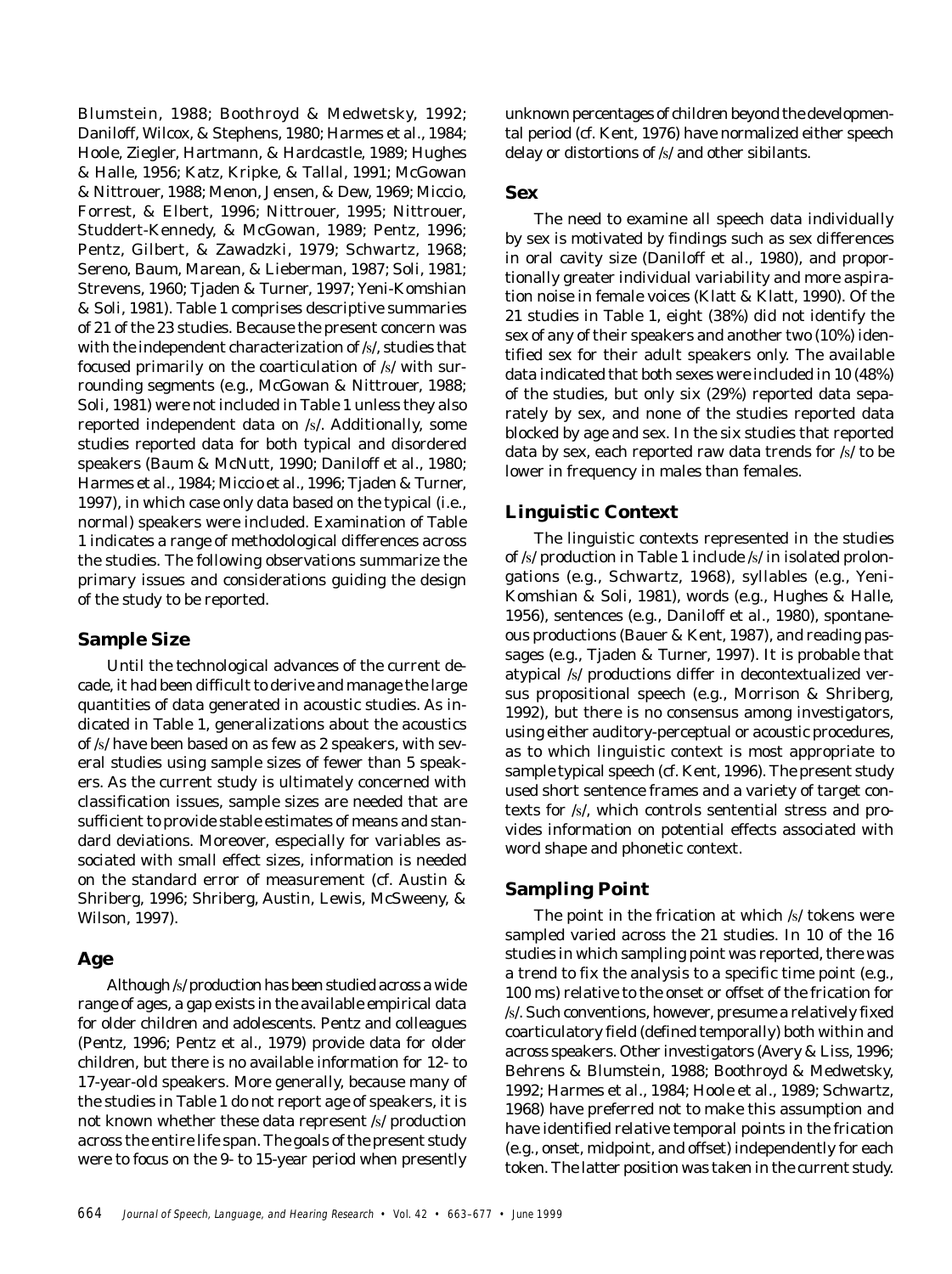Blumstein, 1988; Boothroyd & Medwetsky, 1992; Daniloff, Wilcox, & Stephens, 1980; Harmes et al., 1984; Hoole, Ziegler, Hartmann, & Hardcastle, 1989; Hughes & Halle, 1956; Katz, Kripke, & Tallal, 1991; McGowan & Nittrouer, 1988; Menon, Jensen, & Dew, 1969; Miccio, Forrest, & Elbert, 1996; Nittrouer, 1995; Nittrouer, Studdert-Kennedy, & McGowan, 1989; Pentz, 1996; Pentz, Gilbert, & Zawadzki, 1979; Schwartz, 1968; Sereno, Baum, Marean, & Lieberman, 1987; Soli, 1981; Strevens, 1960; Tjaden & Turner, 1997; Yeni-Komshian & Soli, 1981). Table 1 comprises descriptive summaries of 21 of the 23 studies. Because the present concern was with the independent characterization of /s/, studies that focused primarily on the coarticulation of /s/ with surrounding segments (e.g., McGowan & Nittrouer, 1988; Soli, 1981) were not included in Table 1 unless they also reported independent data on /s/. Additionally, some studies reported data for both typical and disordered speakers (Baum & McNutt, 1990; Daniloff et al., 1980; Harmes et al., 1984; Miccio et al., 1996; Tjaden & Turner, 1997), in which case only data based on the typical (i.e., normal) speakers were included. Examination of Table 1 indicates a range of methodological differences across the studies. The following observations summarize the primary issues and considerations guiding the design of the study to be reported.

## Sample Size

Until the technological advances of the current decade, it had been difficult to derive and manage the large quantities of data generated in acoustic studies. As indicated in Table 1, generalizations about the acoustics of /s/ have been based on as few as 2 speakers, with several studies using sample sizes of fewer than 5 speakers. As the current study is ultimately concerned with classification issues, sample sizes are needed that are sufficient to provide stable estimates of means and standard deviations. Moreover, especially for variables associated with small effect sizes, information is needed on the standard error of measurement (cf. Austin & Shriberg, 1996; Shriberg, Austin, Lewis, McSweeny, & Wilson, 1997).

## Age

Although /s/ production has been studied across a wide range of ages, a gap exists in the available empirical data for older children and adolescents. Pentz and colleagues (Pentz, 1996; Pentz et al., 1979) provide data for older children, but there is no available information for 12- to 17-year-old speakers. More generally, because many of the studies in Table 1 do not report age of speakers, it is not known whether these data represent /s/ production across the entire life span. The goals of the present study were to focus on the 9- to 15-year period when presently unknown percentages of children beyond the developmental period (cf. Kent, 1976) have normalized either speech delay or distortions of /s/ and other sibilants.

## Sex

The need to examine all speech data individually by sex is motivated by findings such as sex differences in oral cavity size (Daniloff et al., 1980), and proportionally greater individual variability and more aspiration noise in female voices (Klatt & Klatt, 1990). Of the 21 studies in Table 1, eight (38%) did not identify the sex of any of their speakers and another two (10%) identified sex for their adult speakers only. The available data indicated that both sexes were included in 10 (48%) of the studies, but only six (29%) reported data separately by sex, and none of the studies reported data blocked by age and sex. In the six studies that reported data by sex, each reported raw data trends for /s/ to be lower in frequency in males than females.

## Linguistic Context

The linguistic contexts represented in the studies of /s/ production in Table 1 include /s/ in isolated prolongations (e.g., Schwartz, 1968), syllables (e.g., Yeni-Komshian & Soli, 1981), words (e.g., Hughes & Halle, 1956), sentences (e.g., Daniloff et al., 1980), spontaneous productions (Bauer & Kent, 1987), and reading passages (e.g., Tjaden & Turner, 1997). It is probable that atypical /s/ productions differ in decontextualized versus propositional speech (e.g., Morrison & Shriberg, 1992), but there is no consensus among investigators, using either auditory-perceptual or acoustic procedures, as to which linguistic context is most appropriate to sample typical speech (cf. Kent, 1996). The present study used short sentence frames and a variety of target contexts for /s/, which controls sentential stress and provides information on potential effects associated with word shape and phonetic context.

## Sampling Point

The point in the frication at which /s/ tokens were sampled varied across the 21 studies. In 10 of the 16 studies in which sampling point was reported, there was a trend to fix the analysis to a specific time point (e.g., 100 ms) relative to the onset or offset of the frication for /s/. Such conventions, however, presume a relatively fixed coarticulatory field (defined temporally) both within and across speakers. Other investigators (Avery & Liss, 1996; Behrens & Blumstein, 1988; Boothroyd & Medwetsky, 1992; Harmes et al., 1984; Hoole et al., 1989; Schwartz, 1968) have preferred not to make this assumption and have identified relative temporal points in the frication (e.g., onset, midpoint, and offset) independently for each token. The latter position was taken in the current study.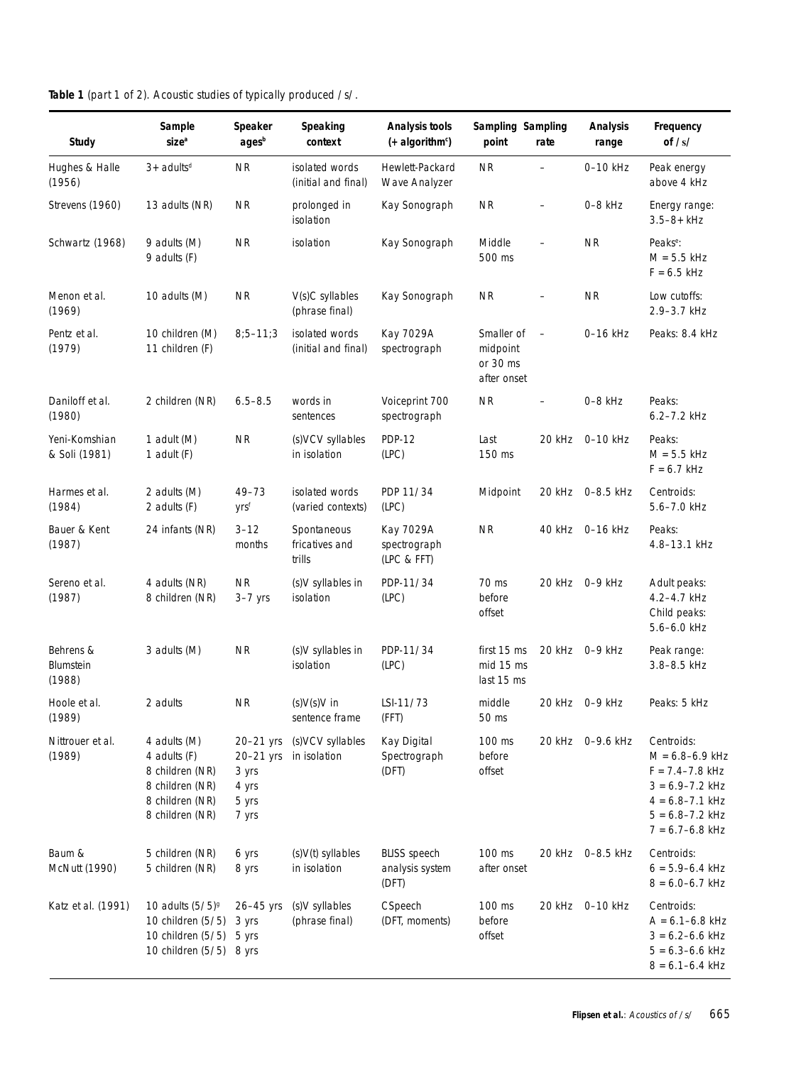**Table 1** (part 1 of 2). Acoustic studies of typically produced /s/.

| Study | Sample size[a] | Speaker ages[b] | Speaking context | Analysis tools (+ algorithm[c]) | Sampling point | Sampling rate | Analysis range | Frequency of /s/ |
|---|---|---|---|---|---|---|---|---|
| Hughes & Halle (1956) | 3+ adults[d] | NR | isolated words (initial and final) | Hewlett-Packard Wave Analyzer | NR | – | 0–10 kHz | Peak energy above 4 kHz |
| Strevens (1960) | 13 adults (NR) | NR | prolonged in isolation | Kay Sonograph | NR | – | 0–8 kHz | Energy range: 3.5–8+ kHz |
| Schwartz (1968) | 9 adults (M)<br>9 adults (F) | NR | isolation | Kay Sonograph | Middle 500 ms | – | NR | Peaks[e]:<br>M = 5.5 kHz<br>F = 6.5 kHz |
| Menon et al. (1969) | 10 adults (M) | NR | V(s)C syllables (phrase final) | Kay Sonograph | NR | – | NR | Low cutoffs: 2.9–3.7 kHz |
| Pentz et al. (1979) | 10 children (M)<br>11 children (F) | 8;5–11;3 | isolated words (initial and final) | Kay 7029A spectrograph | Smaller of midpoint or 30 ms after onset | – | 0–16 kHz | Peaks: 8.4 kHz |
| Daniloff et al. (1980) | 2 children (NR) | 6.5–8.5 | words in sentences | Voiceprint 700 spectrograph | NR | – | 0–8 kHz | Peaks: 6.2–7.2 kHz |
| Yeni-Komshian & Soli (1981) | 1 adult (M)<br>1 adult (F) | NR | (s)VCV syllables in isolation | PDP-12 (LPC) | Last 150 ms | 20 kHz | 0–10 kHz | Peaks:<br>M = 5.5 kHz<br>F = 6.7 kHz |
| Harmes et al. (1984) | 2 adults (M)<br>2 adults (F) | 49–73 yrs[f] | isolated words (varied contexts) | PDP 11/34 (LPC) | Midpoint | 20 kHz | 0–8.5 kHz | Centroids: 5.6–7.0 kHz |
| Bauer & Kent (1987) | 24 infants (NR) | 3–12 months | Spontaneous fricatives and trills | Kay 7029A spectrograph (LPC & FFT) | NR | 40 kHz | 0–16 kHz | Peaks: 4.8–13.1 kHz |
| Sereno et al. (1987) | 4 adults (NR)<br>8 children (NR) | NR<br>3–7 yrs | (s)V syllables in isolation | PDP-11/34 (LPC) | 70 ms before offset | 20 kHz | 0–9 kHz | Adult peaks: 4.2–4.7 kHz<br>Child peaks: 5.6–6.0 kHz |
| Behrens & Blumstein (1988) | 3 adults (M) | NR | (s)V syllables in isolation | PDP-11/34 (LPC) | first 15 ms<br>mid 15 ms<br>last 15 ms | 20 kHz | 0–9 kHz | Peak range: 3.8–8.5 kHz |
| Hoole et al. (1989) | 2 adults | NR | (s)V(s)V in sentence frame | LSI-11/73 (FFT) | middle 50 ms | 20 kHz | 0–9 kHz | Peaks: 5 kHz |
| Nittrouer et al. (1989) | 4 adults (M)<br>4 adults (F)<br>8 children (NR)<br>8 children (NR)<br>8 children (NR)<br>8 children (NR) | 20–21 yrs<br>20–21 yrs<br>3 yrs<br>4 yrs<br>5 yrs<br>7 yrs | (s)VCV syllables in isolation | Kay Digital Spectrograph (DFT) | 100 ms before offset | 20 kHz | 0–9.6 kHz | Centroids:<br>M = 6.8–6.9 kHz<br>F = 7.4–7.8 kHz<br>3 = 6.9–7.2 kHz<br>4 = 6.8–7.1 kHz<br>5 = 6.8–7.2 kHz<br>7 = 6.7–6.8 kHz |
| Baum & McNutt (1990) | 5 children (NR)<br>5 children (NR) | 6 yrs<br>8 yrs | (s)V(t) syllables in isolation | BLISS speech analysis system (DFT) | 100 ms after onset | 20 kHz | 0–8.5 kHz | Centroids:<br>6 = 5.9–6.4 kHz<br>8 = 6.0–6.7 kHz |
| Katz et al. (1991) | 10 adults (5/5)[g]<br>10 children (5/5)<br>10 children (5/5)<br>10 children (5/5) | 26–45 yrs<br>3 yrs<br>5 yrs<br>8 yrs | (s)V syllables (phrase final) | CSpeech (DFT, moments) | 100 ms before offset | 20 kHz | 0–10 kHz | Centroids:<br>A = 6.1–6.8 kHz<br>3 = 6.2–6.6 kHz<br>5 = 6.3–6.6 kHz<br>8 = 6.1–6.4 kHz |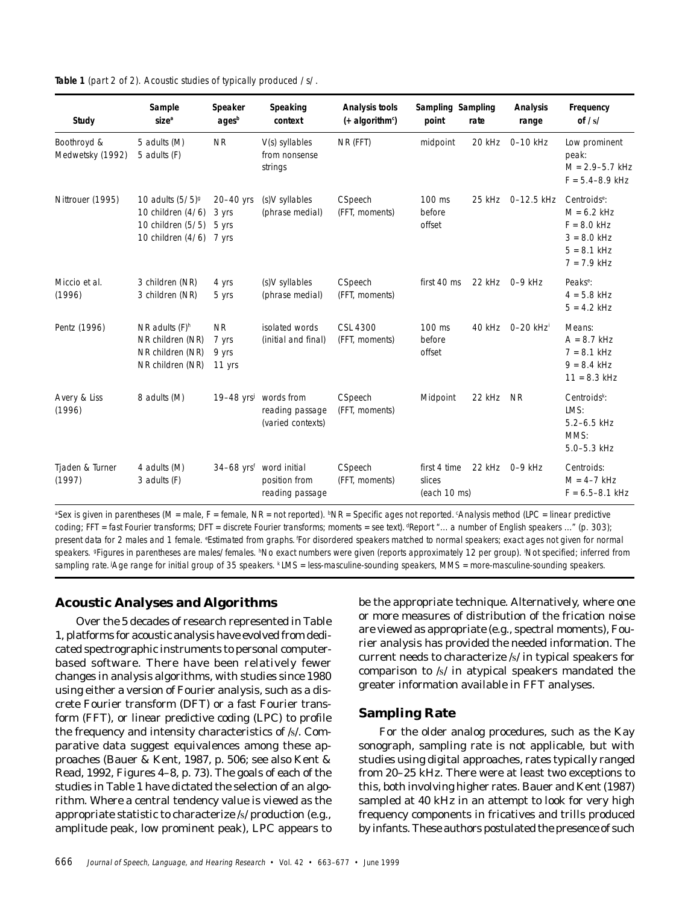**Table 1** *(part 2 of 2). Acoustic studies of typically produced /s/.*

| Study | Sample size[a] | Speaker ages[b] | Speaking context | Analysis tools (+ algorithm[c]) | Sampling point | Sampling rate | Analysis range | Frequency of /s/ |
|---|---|---|---|---|---|---|---|---|
| Boothroyd & Medwetsky (1992) | 5 adults (M)<br>5 adults (F) | NR | V(s) syllables from nonsense strings | NR (FFT) | midpoint | 20 kHz | 0–10 kHz | Low prominent peak:<br>M = 2.9–5.7 kHz<br>F = 5.4–8.9 kHz |
| Nittrouer (1995) | 10 adults (5/5)[g]<br>10 children (4/6)<br>10 children (5/5)<br>10 children (4/6) | 20–40 yrs<br>3 yrs<br>5 yrs<br>7 yrs | (s)V syllables (phrase medial) | CSpeech (FFT, moments) | 100 ms before offset | 25 kHz | 0–12.5 kHz | Centroids[e]:<br>M = 6.2 kHz<br>F = 8.0 kHz<br>3 = 8.0 kHz<br>5 = 8.1 kHz<br>7 = 7.9 kHz |
| Miccio et al. (1996) | 3 children (NR)<br>3 children (NR) | 4 yrs<br>5 yrs | (s)V syllables (phrase medial) | CSpeech (FFT, moments) | first 40 ms | 22 kHz | 0–9 kHz | Peaks[e]:<br>4 = 5.8 kHz<br>5 = 4.2 kHz |
| Pentz (1996) | NR adults (F)[h]<br>NR children (NR)<br>NR children (NR)<br>NR children (NR) | NR<br>7 yrs<br>9 yrs<br>11 yrs | isolated words (initial and final) | CSL 4300 (FFT, moments) | 100 ms before offset | 40 kHz | 0–20 kHz[i] | Means:<br>A = 8.7 kHz<br>7 = 8.1 kHz<br>9 = 8.4 kHz<br>11 = 8.3 kHz |
| Avery & Liss (1996) | 8 adults (M) | 19–48 yrs[j] | words from reading passage (varied contexts) | CSpeech (FFT, moments) | Midpoint | 22 kHz | NR | Centroids[k]:<br>LMS:<br>5.2–6.5 kHz<br>MMS:<br>5.0–5.3 kHz |
| Tjaden & Turner (1997) | 4 adults (M)<br>3 adults (F) | 34–68 yrs[f] | word initial position from reading passage | CSpeech (FFT, moments) | first 4 time slices (each 10 ms) | 22 kHz | 0–9 kHz | Centroids:<br>M = 4–7 kHz<br>F = 6.5–8.1 kHz |

[a]Sex is given in parentheses (M = male, F = female, NR = not reported). [b]NR = Specific ages not reported. [c]Analysis method (LPC = linear predictive coding; FFT = fast Fourier transforms; DFT = discrete Fourier transforms; moments = see text). [d]Report "… a number of English speakers …" (p. 303); present data for 2 males and 1 female. [e]Estimated from graphs. [f]For disordered speakers matched to normal speakers; exact ages not given for normal speakers. [g]Figures in parentheses are males/females. [h]No exact numbers were given (reports approximately 12 per group). [i]Not specified; inferred from sampling rate. [j]Age range for initial group of 35 speakers. [k]LMS = less-masculine-sounding speakers, MMS = more-masculine-sounding speakers.

## Acoustic Analyses and Algorithms

Over the 5 decades of research represented in Table 1, platforms for acoustic analysis have evolved from dedicated spectrographic instruments to personal computer-based software. There have been relatively fewer changes in analysis algorithms, with studies since 1980 using either a version of Fourier analysis, such as a discrete Fourier transform (DFT) or a fast Fourier transform (FFT), or linear predictive coding (LPC) to profile the frequency and intensity characteristics of /s/. Comparative data suggest equivalences among these approaches (Bauer & Kent, 1987, p. 506; see also Kent & Read, 1992, Figures 4–8, p. 73). The goals of each of the studies in Table 1 have dictated the selection of an algorithm. Where a central tendency value is viewed as the appropriate statistic to characterize /s/ production (e.g., amplitude peak, low prominent peak), LPC appears to be the appropriate technique. Alternatively, where one or more measures of distribution of the frication noise are viewed as appropriate (e.g., spectral moments), Fourier analysis has provided the needed information. The current needs to characterize /s/ in typical speakers for comparison to /s/ in atypical speakers mandated the greater information available in FFT analyses.

## Sampling Rate

For the older analog procedures, such as the Kay sonograph, sampling rate is not applicable, but with studies using digital approaches, rates typically ranged from 20–25 kHz. There were at least two exceptions to this, both involving higher rates. Bauer and Kent (1987) sampled at 40 kHz in an attempt to look for very high frequency components in fricatives and trills produced by infants. These authors postulated the presence of such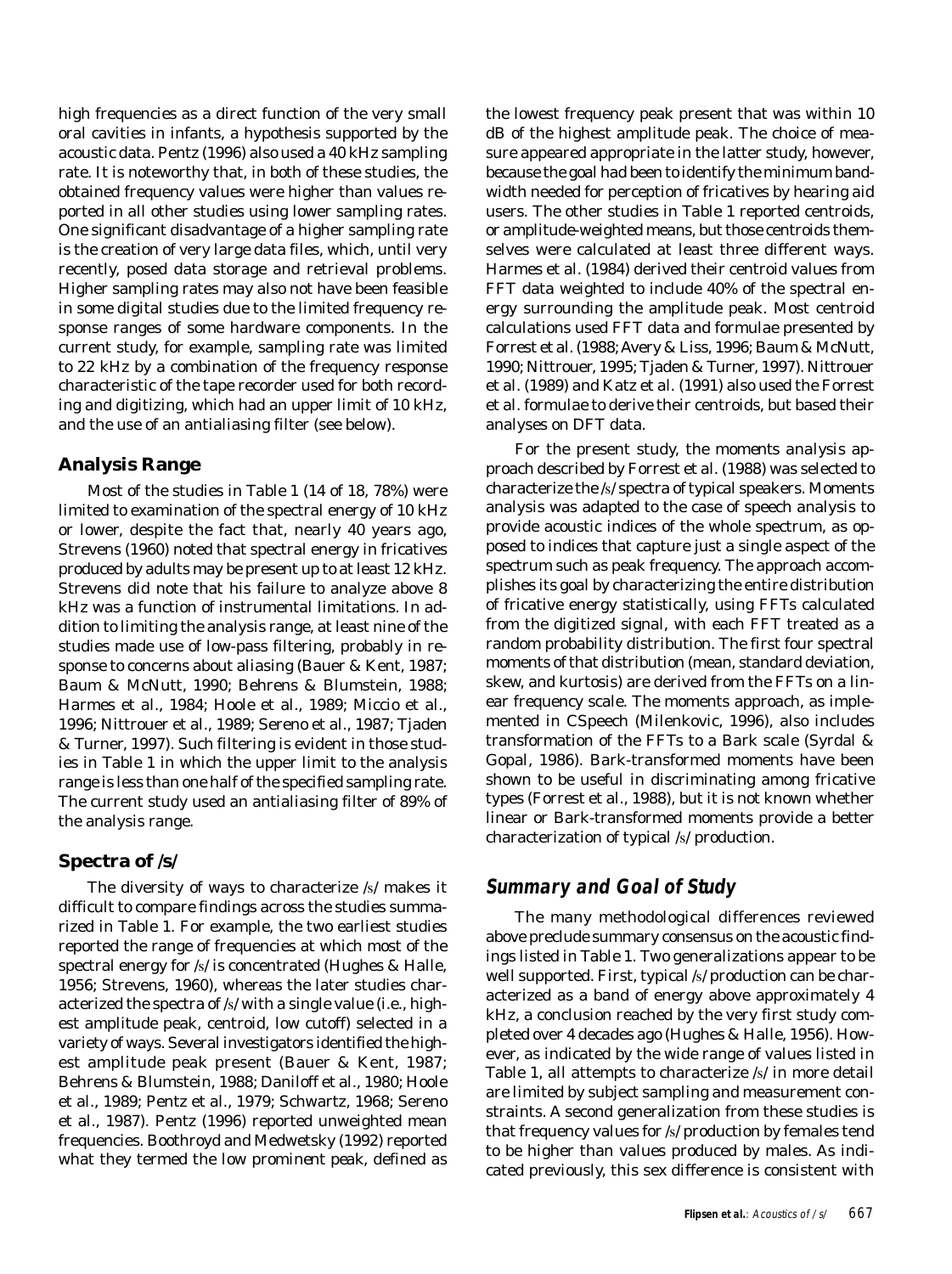high frequencies as a direct function of the very small oral cavities in infants, a hypothesis supported by the acoustic data. Pentz (1996) also used a 40 kHz sampling rate. It is noteworthy that, in both of these studies, the obtained frequency values were higher than values reported in all other studies using lower sampling rates. One significant disadvantage of a higher sampling rate is the creation of very large data files, which, until very recently, posed data storage and retrieval problems. Higher sampling rates may also not have been feasible in some digital studies due to the limited frequency response ranges of some hardware components. In the current study, for example, sampling rate was limited to 22 kHz by a combination of the frequency response characteristic of the tape recorder used for both recording and digitizing, which had an upper limit of 10 kHz, and the use of an antialiasing filter (see below).

### Analysis Range

Most of the studies in Table 1 (14 of 18, 78%) were limited to examination of the spectral energy of 10 kHz or lower, despite the fact that, nearly 40 years ago, Strevens (1960) noted that spectral energy in fricatives produced by adults may be present up to at least 12 kHz. Strevens did note that his failure to analyze above 8 kHz was a function of instrumental limitations. In addition to limiting the analysis range, at least nine of the studies made use of low-pass filtering, probably in response to concerns about aliasing (Bauer & Kent, 1987; Baum & McNutt, 1990; Behrens & Blumstein, 1988; Harmes et al., 1984; Hoole et al., 1989; Miccio et al., 1996; Nittrouer et al., 1989; Sereno et al., 1987; Tjaden & Turner, 1997). Such filtering is evident in those studies in Table 1 in which the upper limit to the analysis range is less than one half of the specified sampling rate. The current study used an antialiasing filter of 89% of the analysis range.

### Spectra of /s/

The diversity of ways to characterize /s/ makes it difficult to compare findings across the studies summarized in Table 1. For example, the two earliest studies reported the range of frequencies at which most of the spectral energy for /s/ is concentrated (Hughes & Halle, 1956; Strevens, 1960), whereas the later studies characterized the spectra of /s/ with a single value (i.e., highest amplitude peak, centroid, low cutoff) selected in a variety of ways. Several investigators identified the highest amplitude peak present (Bauer & Kent, 1987; Behrens & Blumstein, 1988; Daniloff et al., 1980; Hoole et al., 1989; Pentz et al., 1979; Schwartz, 1968; Sereno et al., 1987). Pentz (1996) reported unweighted mean frequencies. Boothroyd and Medwetsky (1992) reported what they termed the *low prominent peak*, defined as the lowest frequency peak present that was within 10 dB of the highest amplitude peak. The choice of measure appeared appropriate in the latter study, however, because the goal had been to identify the minimum bandwidth needed for perception of fricatives by hearing aid users. The other studies in Table 1 reported centroids, or amplitude-weighted means, but those centroids themselves were calculated at least three different ways. Harmes et al. (1984) derived their centroid values from FFT data weighted to include 40% of the spectral energy surrounding the amplitude peak. Most centroid calculations used FFT data and formulae presented by Forrest et al. (1988; Avery & Liss, 1996; Baum & McNutt, 1990; Nittrouer, 1995; Tjaden & Turner, 1997). Nittrouer et al. (1989) and Katz et al. (1991) also used the Forrest et al. formulae to derive their centroids, but based their analyses on DFT data.

For the present study, the moments analysis approach described by Forrest et al. (1988) was selected to characterize the /s/ spectra of typical speakers. Moments analysis was adapted to the case of speech analysis to provide acoustic indices of the whole spectrum, as opposed to indices that capture just a single aspect of the spectrum such as peak frequency. The approach accomplishes its goal by characterizing the entire distribution of fricative energy statistically, using FFTs calculated from the digitized signal, with each FFT treated as a random probability distribution. The first four spectral moments of that distribution (mean, standard deviation, skew, and kurtosis) are derived from the FFTs on a linear frequency scale. The moments approach, as implemented in CSpeech (Milenkovic, 1996), also includes transformation of the FFTs to a Bark scale (Syrdal & Gopal, 1986). Bark-transformed moments have been shown to be useful in discriminating among fricative types (Forrest et al., 1988), but it is not known whether linear or Bark-transformed moments provide a better characterization of typical /s/ production.

## Summary and Goal of Study

The many methodological differences reviewed above preclude summary consensus on the acoustic findings listed in Table 1. Two generalizations appear to be well supported. First, typical /s/ production can be characterized as a band of energy above approximately 4 kHz, a conclusion reached by the very first study completed over 4 decades ago (Hughes & Halle, 1956). However, as indicated by the wide range of values listed in Table 1, all attempts to characterize /s/ in more detail are limited by subject sampling and measurement constraints. A second generalization from these studies is that frequency values for /s/ production by females tend to be higher than values produced by males. As indicated previously, this sex difference is consistent with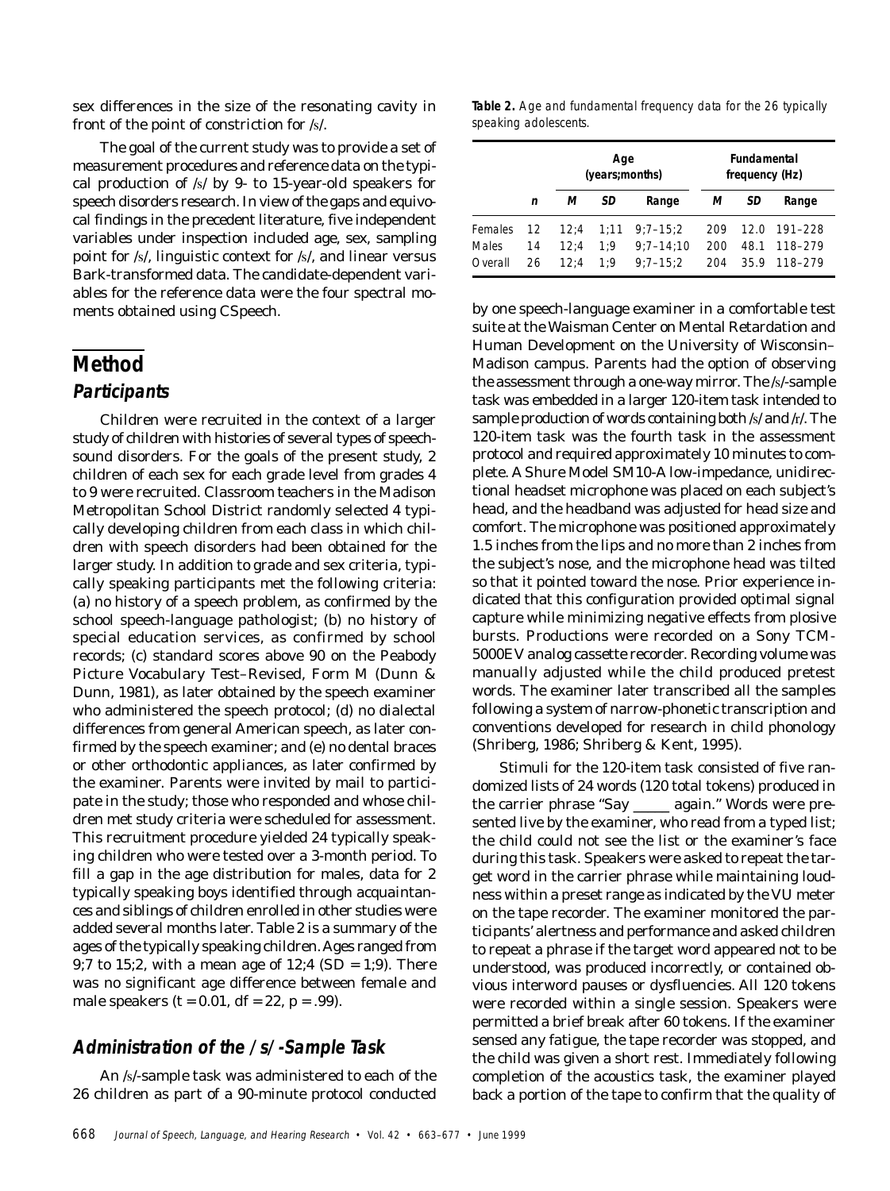sex differences in the size of the resonating cavity in front of the point of constriction for /s/.

The goal of the current study was to provide a set of measurement procedures and reference data on the typical production of /s/ by 9- to 15-year-old speakers for speech disorders research. In view of the gaps and equivocal findings in the precedent literature, five independent variables under inspection included age, sex, sampling point for /s/, linguistic context for /s/, and linear versus Bark-transformed data. The candidate-dependent variables for the reference data were the four spectral moments obtained using CSpeech.

# Method

## Participants

Children were recruited in the context of a larger study of children with histories of several types of speech-sound disorders. For the goals of the present study, 2 children of each sex for each grade level from grades 4 to 9 were recruited. Classroom teachers in the Madison Metropolitan School District randomly selected 4 typically developing children from each class in which children with speech disorders had been obtained for the larger study. In addition to grade and sex criteria, typically speaking participants met the following criteria: (a) no history of a speech problem, as confirmed by the school speech-language pathologist; (b) no history of special education services, as confirmed by school records; (c) standard scores above 90 on the Peabody Picture Vocabulary Test–Revised, Form M (Dunn & Dunn, 1981), as later obtained by the speech examiner who administered the speech protocol; (d) no dialectal differences from general American speech, as later confirmed by the speech examiner; and (e) no dental braces or other orthodontic appliances, as later confirmed by the examiner. Parents were invited by mail to participate in the study; those who responded and whose children met study criteria were scheduled for assessment. This recruitment procedure yielded 24 typically speaking children who were tested over a 3-month period. To fill a gap in the age distribution for males, data for 2 typically speaking boys identified through acquaintances and siblings of children enrolled in other studies were added several months later. Table 2 is a summary of the ages of the typically speaking children. Ages ranged from 9;7 to 15;2, with a mean age of 12;4 (*SD* = 1;9). There was no significant age difference between female and male speakers ($t = 0.01$, $df = 22$, $p = .99$).

**Table 2.** *Age and fundamental frequency data for the 26 typically speaking adolescents.*

| | | Age (years;months) | | | Fundamental frequency (Hz) | | |
|---|---|---|---|---|---|---|---|
| | *n* | *M* | *SD* | Range | *M* | *SD* | Range |
| Females | 12 | 12;4 | 1;11 | 9;7–15;2 | 209 | 12.0 | 191–228 |
| Males | 14 | 12;4 | 1;9 | 9;7–14;10 | 200 | 48.1 | 118–279 |
| Overall | 26 | 12;4 | 1;9 | 9;7–15;2 | 204 | 35.9 | 118–279 |

## Administration of the /s/-Sample Task

An /s/-sample task was administered to each of the 26 children as part of a 90-minute protocol conducted by one speech-language examiner in a comfortable test suite at the Waisman Center on Mental Retardation and Human Development on the University of Wisconsin–Madison campus. Parents had the option of observing the assessment through a one-way mirror. The /s/-sample task was embedded in a larger 120-item task intended to sample production of words containing both /s/ and /r/. The 120-item task was the fourth task in the assessment protocol and required approximately 10 minutes to complete. A Shure Model SM10-A low-impedance, unidirectional headset microphone was placed on each subject's head, and the headband was adjusted for head size and comfort. The microphone was positioned approximately 1.5 inches from the lips and no more than 2 inches from the subject's nose, and the microphone head was tilted so that it pointed toward the nose. Prior experience indicated that this configuration provided optimal signal capture while minimizing negative effects from plosive bursts. Productions were recorded on a Sony TCM-5000EV analog cassette recorder. Recording volume was manually adjusted while the child produced pretest words. The examiner later transcribed all the samples following a system of narrow-phonetic transcription and conventions developed for research in child phonology (Shriberg, 1986; Shriberg & Kent, 1995).

Stimuli for the 120-item task consisted of five randomized lists of 24 words (120 total tokens) produced in the carrier phrase "Say _____ again." Words were presented live by the examiner, who read from a typed list; the child could not see the list or the examiner's face during this task. Speakers were asked to repeat the target word in the carrier phrase while maintaining loudness within a preset range as indicated by the VU meter on the tape recorder. The examiner monitored the participants' alertness and performance and asked children to repeat a phrase if the target word appeared not to be understood, was produced incorrectly, or contained obvious interword pauses or dysfluencies. All 120 tokens were recorded within a single session. Speakers were permitted a brief break after 60 tokens. If the examiner sensed any fatigue, the tape recorder was stopped, and the child was given a short rest. Immediately following completion of the acoustics task, the examiner played back a portion of the tape to confirm that the quality of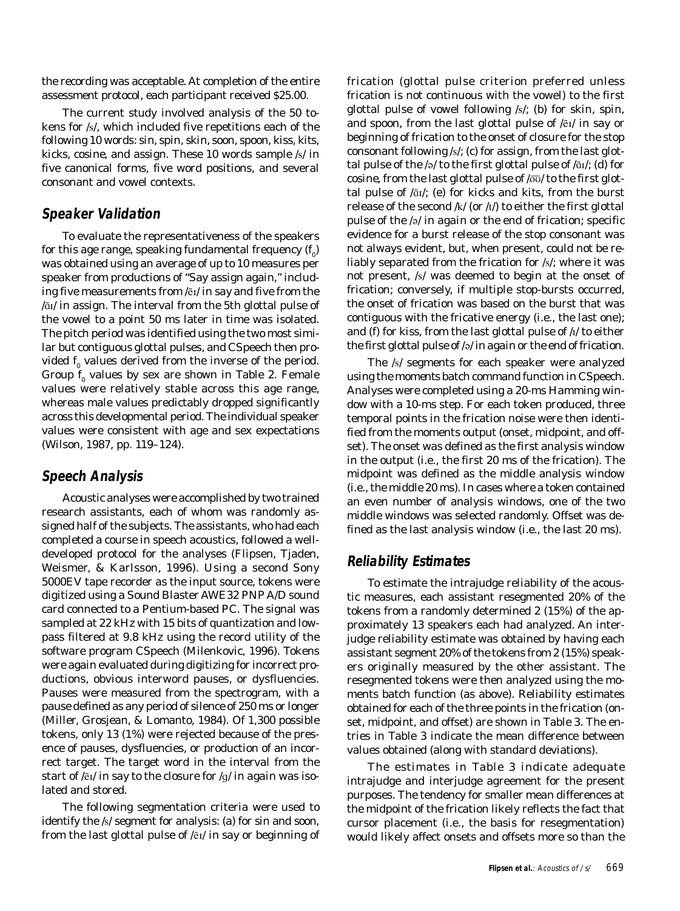the recording was acceptable. At completion of the entire assessment protocol, each participant received $25.00.

The current study involved analysis of the 50 tokens for /s/, which included five repetitions each of the following 10 words: sin, spin, skin, soon, spoon, kiss, kits, kicks, cosine, and assign. These 10 words sample /s/ in five canonical forms, five word positions, and several consonant and vowel contexts.

## Speaker Validation

To evaluate the representativeness of the speakers for this age range, speaking fundamental frequency ($f_0$) was obtained using an average of up to 10 measures per speaker from productions of "Say assign again," including five measurements from /ēɪ/ in say and five from the /āɪ/ in assign. The interval from the 5th glottal pulse of the vowel to a point 50 ms later in time was isolated. The pitch period was identified using the two most similar but contiguous glottal pulses, and CSpeech then provided $f_0$ values derived from the inverse of the period. Group $f_0$ values by sex are shown in Table 2. Female values were relatively stable across this age range, whereas male values predictably dropped significantly across this developmental period. The individual speaker values were consistent with age and sex expectations (Wilson, 1987, pp. 119–124).

## Speech Analysis

Acoustic analyses were accomplished by two trained research assistants, each of whom was randomly assigned half of the subjects. The assistants, who had each completed a course in speech acoustics, followed a well-developed protocol for the analyses (Flipsen, Tjaden, Weismer, & Karlsson, 1996). Using a second Sony 5000EV tape recorder as the input source, tokens were digitized using a Sound Blaster AWE32 PNP A/D sound card connected to a Pentium-based PC. The signal was sampled at 22 kHz with 15 bits of quantization and low-pass filtered at 9.8 kHz using the record utility of the software program CSpeech (Milenkovic, 1996). Tokens were again evaluated during digitizing for incorrect productions, obvious interword pauses, or dysfluencies. Pauses were measured from the spectrogram, with a pause defined as any period of silence of 250 ms or longer (Miller, Grosjean, & Lomanto, 1984). Of 1,300 possible tokens, only 13 (1%) were rejected because of the presence of pauses, dysfluencies, or production of an incorrect target. The target word in the interval from the start of /ēɪ/ in say to the closure for /g/ in again was isolated and stored.

The following segmentation criteria were used to identify the /s/ segment for analysis: (a) for sin and soon, from the last glottal pulse of /ēɪ/ in say or beginning of frication (glottal pulse criterion preferred unless frication is not continuous with the vowel) to the first glottal pulse of vowel following /s/; (b) for skin, spin, and spoon, from the last glottal pulse of /ēɪ/ in say or beginning of frication to the onset of closure for the stop consonant following /s/; (c) for assign, from the last glottal pulse of the /ə/ to the first glottal pulse of /āɪ/; (d) for cosine, from the last glottal pulse of /ōʊ/ to the first glottal pulse of /āɪ/; (e) for kicks and kits, from the burst release of the second /k/ (or /t/) to either the first glottal pulse of the /ə/ in again or the end of frication; specific evidence for a burst release of the stop consonant was not always evident, but, when present, could not be reliably separated from the frication for /s/; where it was not present, /s/ was deemed to begin at the onset of frication; conversely, if multiple stop-bursts occurred, the onset of frication was based on the burst that was contiguous with the fricative energy (i.e., the last one); and (f) for kiss, from the last glottal pulse of /ɪ/ to either the first glottal pulse of /ə/ in again or the end of frication.

The /s/ segments for each speaker were analyzed using the moments batch command function in CSpeech. Analyses were completed using a 20-ms Hamming window with a 10-ms step. For each token produced, three temporal points in the frication noise were then identified from the moments output (onset, midpoint, and offset). The onset was defined as the first analysis window in the output (i.e., the first 20 ms of the frication). The midpoint was defined as the middle analysis window (i.e., the middle 20 ms). In cases where a token contained an even number of analysis windows, one of the two middle windows was selected randomly. Offset was defined as the last analysis window (i.e., the last 20 ms).

## Reliability Estimates

To estimate the intrajudge reliability of the acoustic measures, each assistant resegmented 20% of the tokens from a randomly determined 2 (15%) of the approximately 13 speakers each had analyzed. An interjudge reliability estimate was obtained by having each assistant segment 20% of the tokens from 2 (15%) speakers originally measured by the other assistant. The resegmented tokens were then analyzed using the moments batch function (as above). Reliability estimates obtained for each of the three points in the frication (onset, midpoint, and offset) are shown in Table 3. The entries in Table 3 indicate the mean difference between values obtained (along with standard deviations).

The estimates in Table 3 indicate adequate intrajudge and interjudge agreement for the present purposes. The tendency for smaller mean differences at the midpoint of the frication likely reflects the fact that cursor placement (i.e., the basis for resegmentation) would likely affect onsets and offsets more so than the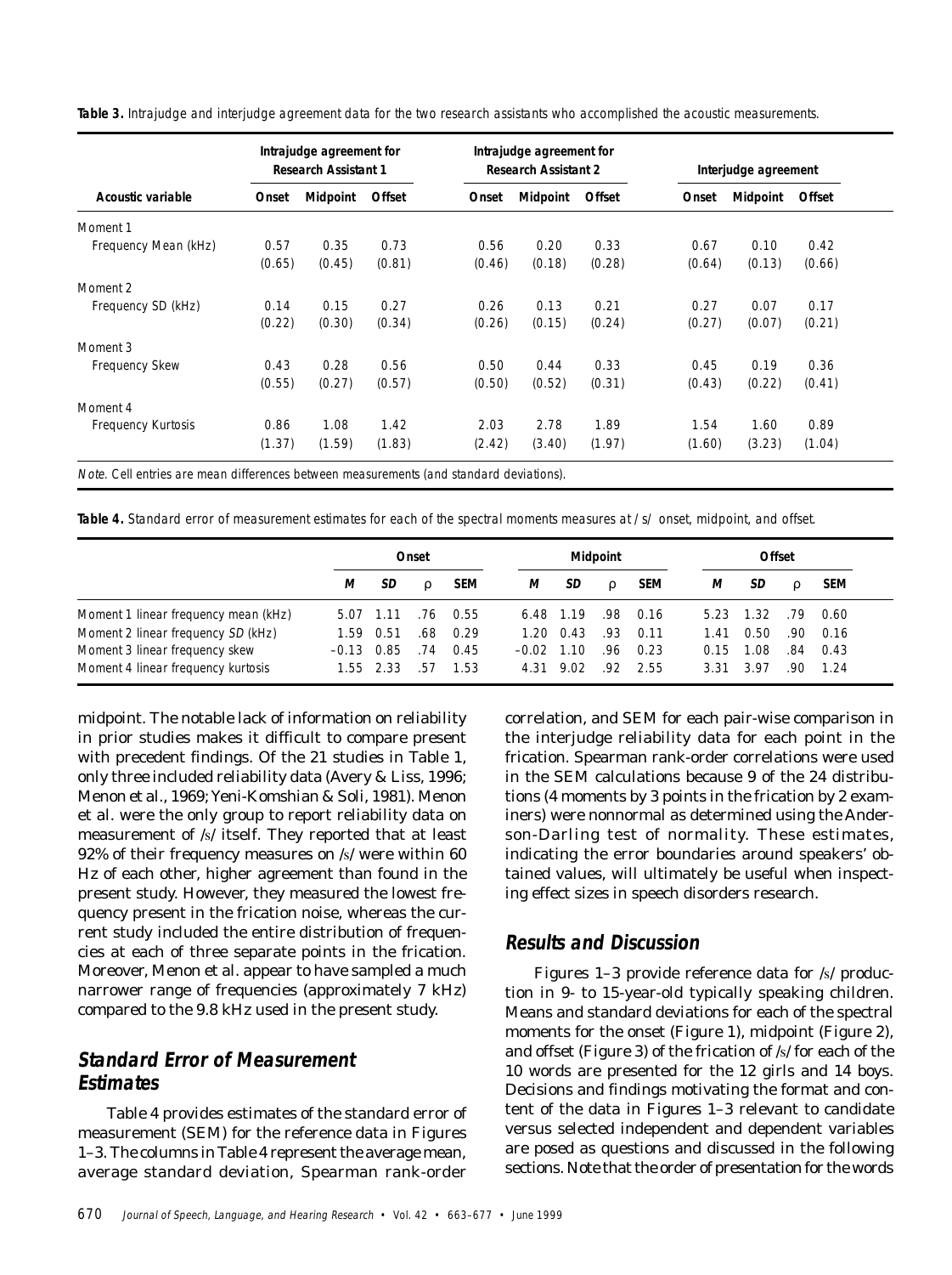**Table 3.** *Intrajudge and interjudge agreement data for the two research assistants who accomplished the acoustic measurements.*

| Acoustic variable | Intrajudge agreement for Research Assistant 1 | | | Intrajudge agreement for Research Assistant 2 | | | Interjudge agreement | | |
|---|---|---|---|---|---|---|---|---|---|
| | Onset | Midpoint | Offset | Onset | Midpoint | Offset | Onset | Midpoint | Offset |
| Moment 1 | | | | | | | | | |
| Frequency Mean (kHz) | 0.57 | 0.35 | 0.73 | 0.56 | 0.20 | 0.33 | 0.67 | 0.10 | 0.42 |
| | (0.65) | (0.45) | (0.81) | (0.46) | (0.18) | (0.28) | (0.64) | (0.13) | (0.66) |
| Moment 2 | | | | | | | | | |
| Frequency SD (kHz) | 0.14 | 0.15 | 0.27 | 0.26 | 0.13 | 0.21 | 0.27 | 0.07 | 0.17 |
| | (0.22) | (0.30) | (0.34) | (0.26) | (0.15) | (0.24) | (0.27) | (0.07) | (0.21) |
| Moment 3 | | | | | | | | | |
| Frequency Skew | 0.43 | 0.28 | 0.56 | 0.50 | 0.44 | 0.33 | 0.45 | 0.19 | 0.36 |
| | (0.55) | (0.27) | (0.57) | (0.50) | (0.52) | (0.31) | (0.43) | (0.22) | (0.41) |
| Moment 4 | | | | | | | | | |
| Frequency Kurtosis | 0.86 | 1.08 | 1.42 | 2.03 | 2.78 | 1.89 | 1.54 | 1.60 | 0.89 |
| | (1.37) | (1.59) | (1.83) | (2.42) | (3.40) | (1.97) | (1.60) | (3.23) | (1.04) |

*Note.* Cell entries are mean differences between measurements (and standard deviations).

**Table 4.** *Standard error of measurement estimates for each of the spectral moments measures at /s/ onset, midpoint, and offset.*

| | Onset | | | | Midpoint | | | | Offset | | | |
|---|---|---|---|---|---|---|---|---|---|---|---|---|
| | *M* | *SD* | ρ | SEM | *M* | *SD* | ρ | SEM | *M* | *SD* | ρ | SEM |
| Moment 1 linear frequency mean (kHz) | 5.07 | 1.11 | .76 | 0.55 | 6.48 | 1.19 | .98 | 0.16 | 5.23 | 1.32 | .79 | 0.60 |
| Moment 2 linear frequency *SD* (kHz) | 1.59 | 0.51 | .68 | 0.29 | 1.20 | 0.43 | .93 | 0.11 | 1.41 | 0.50 | .90 | 0.16 |
| Moment 3 linear frequency skew | –0.13 | 0.85 | .74 | 0.45 | –0.02 | 1.10 | .96 | 0.23 | 0.15 | 1.08 | .84 | 0.43 |
| Moment 4 linear frequency kurtosis | 1.55 | 2.33 | .57 | 1.53 | 4.31 | 9.02 | .92 | 2.55 | 3.31 | 3.97 | .90 | 1.24 |

midpoint. The notable lack of information on reliability in prior studies makes it difficult to compare present with precedent findings. Of the 21 studies in Table 1, only three included reliability data (Avery & Liss, 1996; Menon et al., 1969; Yeni-Komshian & Soli, 1981). Menon et al. were the only group to report reliability data on measurement of /s/ itself. They reported that at least 92% of their frequency measures on /s/ were within 60 Hz of each other, higher agreement than found in the present study. However, they measured the lowest frequency present in the frication noise, whereas the current study included the entire distribution of frequencies at each of three separate points in the frication. Moreover, Menon et al. appear to have sampled a much narrower range of frequencies (approximately 7 kHz) compared to the 9.8 kHz used in the present study.

## Standard Error of Measurement Estimates

Table 4 provides estimates of the standard error of measurement (SEM) for the reference data in Figures 1–3. The columns in Table 4 represent the average mean, average standard deviation, Spearman rank-order correlation, and SEM for each pair-wise comparison in the interjudge reliability data for each point in the frication. Spearman rank-order correlations were used in the SEM calculations because 9 of the 24 distributions (4 moments by 3 points in the frication by 2 examiners) were nonnormal as determined using the Anderson-Darling test of normality. These estimates, indicating the error boundaries around speakers' obtained values, will ultimately be useful when inspecting effect sizes in speech disorders research.

## Results and Discussion

Figures 1–3 provide reference data for /s/ production in 9- to 15-year-old typically speaking children. Means and standard deviations for each of the spectral moments for the onset (Figure 1), midpoint (Figure 2), and offset (Figure 3) of the frication of /s/ for each of the 10 words are presented for the 12 girls and 14 boys. Decisions and findings motivating the format and content of the data in Figures 1–3 relevant to candidate versus selected independent and dependent variables are posed as questions and discussed in the following sections. Note that the order of presentation for the words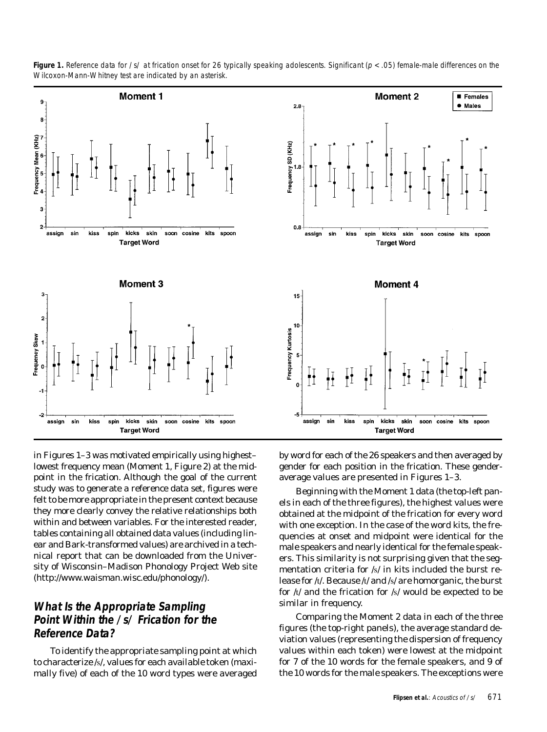**Figure 1.** *Reference data for /s/ at frication onset for 26 typically speaking adolescents. Significant ($p < .05$) female-male differences on the Wilcoxon-Mann-Whitney test are indicated by an asterisk.*

in Figures 1–3 was motivated empirically using highest–lowest frequency mean (Moment 1, Figure 2) at the midpoint in the frication. Although the goal of the current study was to generate a reference data set, figures were felt to be more appropriate in the present context because they more clearly convey the relative relationships both within and between variables. For the interested reader, tables containing all obtained data values (including linear and Bark-transformed values) are archived in a technical report that can be downloaded from the University of Wisconsin–Madison Phonology Project Web site (http://www.waisman.wisc.edu/phonology/).

## What Is the Appropriate Sampling Point Within the /s/ Frication for the Reference Data?

To identify the appropriate sampling point at which to characterize /s/, values for each available token (maximally five) of each of the 10 word types were averaged by word for each of the 26 speakers and then averaged by gender for each position in the frication. These gender-average values are presented in Figures 1–3.

Beginning with the Moment 1 data (the top-left panels in each of the three figures), the highest values were obtained at the midpoint of the frication for every word with one exception. In the case of the word kits, the frequencies at onset and midpoint were identical for the male speakers and nearly identical for the female speakers. This similarity is not surprising given that the segmentation criteria for /s/ in kits included the burst release for /t/. Because /t/ and /s/ are homorganic, the burst for /t/ and the frication for /s/ would be expected to be similar in frequency.

Comparing the Moment 2 data in each of the three figures (the top-right panels), the average standard deviation values (representing the dispersion of frequency values within each token) were lowest at the midpoint for 7 of the 10 words for the female speakers, and 9 of the 10 words for the male speakers. The exceptions were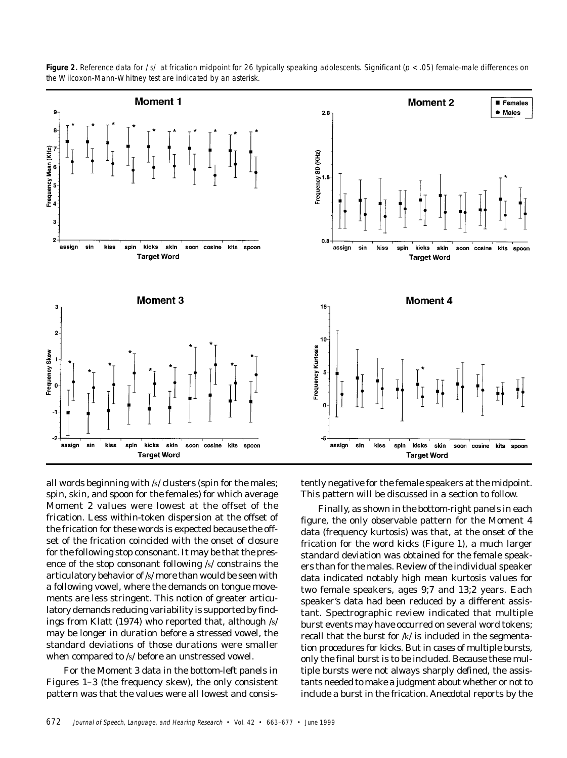**Figure 2.** *Reference data for /s/ at frication midpoint for 26 typically speaking adolescents. Significant (p < .05) female-male differences on the Wilcoxon-Mann-Whitney test are indicated by an asterisk.*

all words beginning with /s/ clusters (spin for the males; spin, skin, and spoon for the females) for which average Moment 2 values were lowest at the offset of the frication. Less within-token dispersion at the offset of the frication for these words is expected because the offset of the frication coincided with the onset of closure for the following stop consonant. It may be that the presence of the stop consonant following /s/ constrains the articulatory behavior of /s/ more than would be seen with a following vowel, where the demands on tongue movements are less stringent. This notion of greater articulatory demands reducing variability is supported by findings from Klatt (1974) who reported that, although /s/ may be longer in duration before a stressed vowel, the standard deviations of those durations were smaller when compared to /s/ before an unstressed vowel.

For the Moment 3 data in the bottom-left panels in Figures 1–3 (the frequency skew), the only consistent pattern was that the values were all lowest and consistently negative for the female speakers at the midpoint. This pattern will be discussed in a section to follow.

Finally, as shown in the bottom-right panels in each figure, the only observable pattern for the Moment 4 data (frequency kurtosis) was that, at the onset of the frication for the word kicks (Figure 1), a much larger standard deviation was obtained for the female speakers than for the males. Review of the individual speaker data indicated notably high mean kurtosis values for two female speakers, ages 9;7 and 13;2 years. Each speaker's data had been reduced by a different assistant. Spectrographic review indicated that multiple burst events may have occurred on several word tokens; recall that the burst for /k/ is included in the segmentation procedures for kicks. But in cases of multiple bursts, only the final burst is to be included. Because these multiple bursts were not always sharply defined, the assistants needed to make a judgment about whether or not to include a burst in the frication. Anecdotal reports by the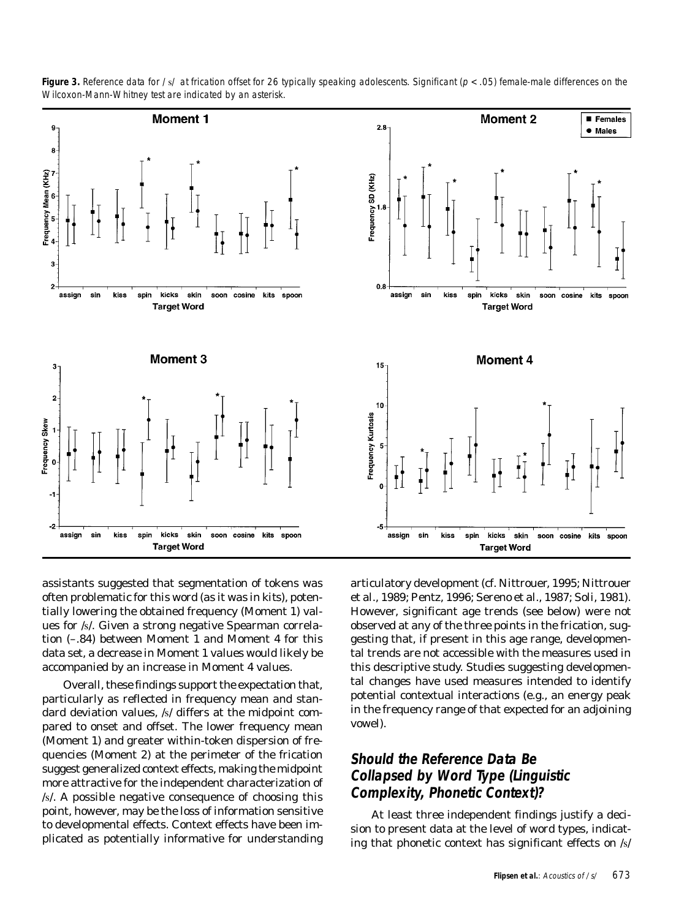**Figure 3.** *Reference data for /s/ at frication offset for 26 typically speaking adolescents. Significant ($p$ < .05) female-male differences on the Wilcoxon-Mann-Whitney test are indicated by an asterisk.*

assistants suggested that segmentation of tokens was often problematic for this word (as it was in kits), potentially lowering the obtained frequency (Moment 1) values for /s/. Given a strong negative Spearman correlation (–.84) between Moment 1 and Moment 4 for this data set, a decrease in Moment 1 values would likely be accompanied by an increase in Moment 4 values.

Overall, these findings support the expectation that, particularly as reflected in frequency mean and standard deviation values, /s/ differs at the midpoint compared to onset and offset. The lower frequency mean (Moment 1) and greater within-token dispersion of frequencies (Moment 2) at the perimeter of the frication suggest generalized context effects, making the midpoint more attractive for the independent characterization of /s/. A possible negative consequence of choosing this point, however, may be the loss of information sensitive to developmental effects. Context effects have been implicated as potentially informative for understanding articulatory development (cf. Nittrouer, 1995; Nittrouer et al., 1989; Pentz, 1996; Sereno et al., 1987; Soli, 1981). However, significant age trends (see below) were not observed at any of the three points in the frication, suggesting that, if present in this age range, developmental trends are not accessible with the measures used in this descriptive study. Studies suggesting developmental changes have used measures intended to identify potential contextual interactions (e.g., an energy peak in the frequency range of that expected for an adjoining vowel).

## Should the Reference Data Be Collapsed by Word Type (Linguistic Complexity, Phonetic Context)?

At least three independent findings justify a decision to present data at the level of word types, indicating that phonetic context has significant effects on /s/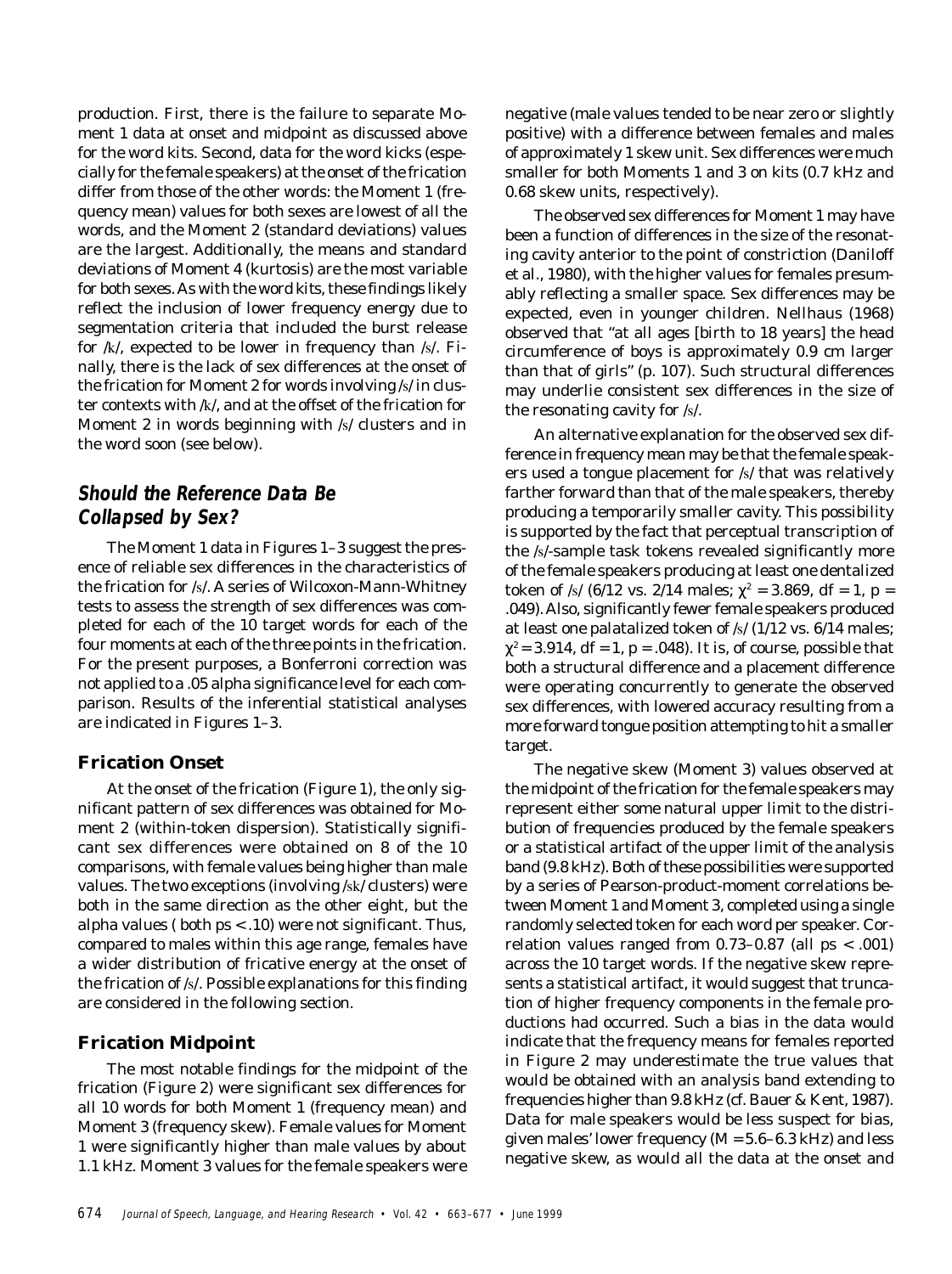production. First, there is the failure to separate Moment 1 data at onset and midpoint as discussed above for the word kits. Second, data for the word kicks (especially for the female speakers) at the onset of the frication differ from those of the other words: the Moment 1 (frequency mean) values for both sexes are lowest of all the words, and the Moment 2 (standard deviations) values are the largest. Additionally, the means and standard deviations of Moment 4 (kurtosis) are the most variable for both sexes. As with the word kits, these findings likely reflect the inclusion of lower frequency energy due to segmentation criteria that included the burst release for /k/, expected to be lower in frequency than /s/. Finally, there is the lack of sex differences at the onset of the frication for Moment 2 for words involving /s/ in cluster contexts with /k/, and at the offset of the frication for Moment 2 in words beginning with /s/ clusters and in the word soon (see below).

## *Should the Reference Data Be Collapsed by Sex?*

The Moment 1 data in Figures 1–3 suggest the presence of reliable sex differences in the characteristics of the frication for /s/. A series of Wilcoxon-Mann-Whitney tests to assess the strength of sex differences was completed for each of the 10 target words for each of the four moments at each of the three points in the frication. For the present purposes, a Bonferroni correction was not applied to a .05 alpha significance level for each comparison. Results of the inferential statistical analyses are indicated in Figures 1–3.

### Frication Onset

At the onset of the frication (Figure 1), the only significant pattern of sex differences was obtained for Moment 2 (within-token dispersion). Statistically significant sex differences were obtained on 8 of the 10 comparisons, with female values being higher than male values. The two exceptions (involving /sk/ clusters) were both in the same direction as the other eight, but the alpha values ( both ps < .10) were not significant. Thus, compared to males within this age range, females have a wider distribution of fricative energy at the onset of the frication of /s/. Possible explanations for this finding are considered in the following section.

### Frication Midpoint

The most notable findings for the midpoint of the frication (Figure 2) were significant sex differences for all 10 words for both Moment 1 (frequency mean) and Moment 3 (frequency skew). Female values for Moment 1 were significantly higher than male values by about 1.1 kHz. Moment 3 values for the female speakers were negative (male values tended to be near zero or slightly positive) with a difference between females and males of approximately 1 skew unit. Sex differences were much smaller for both Moments 1 and 3 on kits (0.7 kHz and 0.68 skew units, respectively).

The observed sex differences for Moment 1 may have been a function of differences in the size of the resonating cavity anterior to the point of constriction (Daniloff et al., 1980), with the higher values for females presumably reflecting a smaller space. Sex differences may be expected, even in younger children. Nellhaus (1968) observed that "at all ages [birth to 18 years] the head circumference of boys is approximately 0.9 cm larger than that of girls" (p. 107). Such structural differences may underlie consistent sex differences in the size of the resonating cavity for /s/.

An alternative explanation for the observed sex difference in frequency mean may be that the female speakers used a tongue placement for /s/ that was relatively farther forward than that of the male speakers, thereby producing a temporarily smaller cavity. This possibility is supported by the fact that perceptual transcription of the /s/-sample task tokens revealed significantly more of the female speakers producing at least one dentalized token of /s/ (6/12 vs. 2/14 males; $\chi^2 = 3.869$, df = 1, $p = .049$). Also, significantly fewer female speakers produced at least one palatalized token of /s/ (1/12 vs. 6/14 males; $\chi^2 = 3.914$, df = 1, $p = .048$). It is, of course, possible that both a structural difference and a placement difference were operating concurrently to generate the observed sex differences, with lowered accuracy resulting from a more forward tongue position attempting to hit a smaller target.

The negative skew (Moment 3) values observed at the midpoint of the frication for the female speakers may represent either some natural upper limit to the distribution of frequencies produced by the female speakers or a statistical artifact of the upper limit of the analysis band (9.8 kHz). Both of these possibilities were supported by a series of Pearson-product-moment correlations between Moment 1 and Moment 3, completed using a single randomly selected token for each word per speaker. Correlation values ranged from 0.73–0.87 (all ps < .001) across the 10 target words. If the negative skew represents a statistical artifact, it would suggest that truncation of higher frequency components in the female productions had occurred. Such a bias in the data would indicate that the frequency means for females reported in Figure 2 may underestimate the true values that would be obtained with an analysis band extending to frequencies higher than 9.8 kHz (cf. Bauer & Kent, 1987). Data for male speakers would be less suspect for bias, given males' lower frequency (M = 5.6–6.3 kHz) and less negative skew, as would all the data at the onset and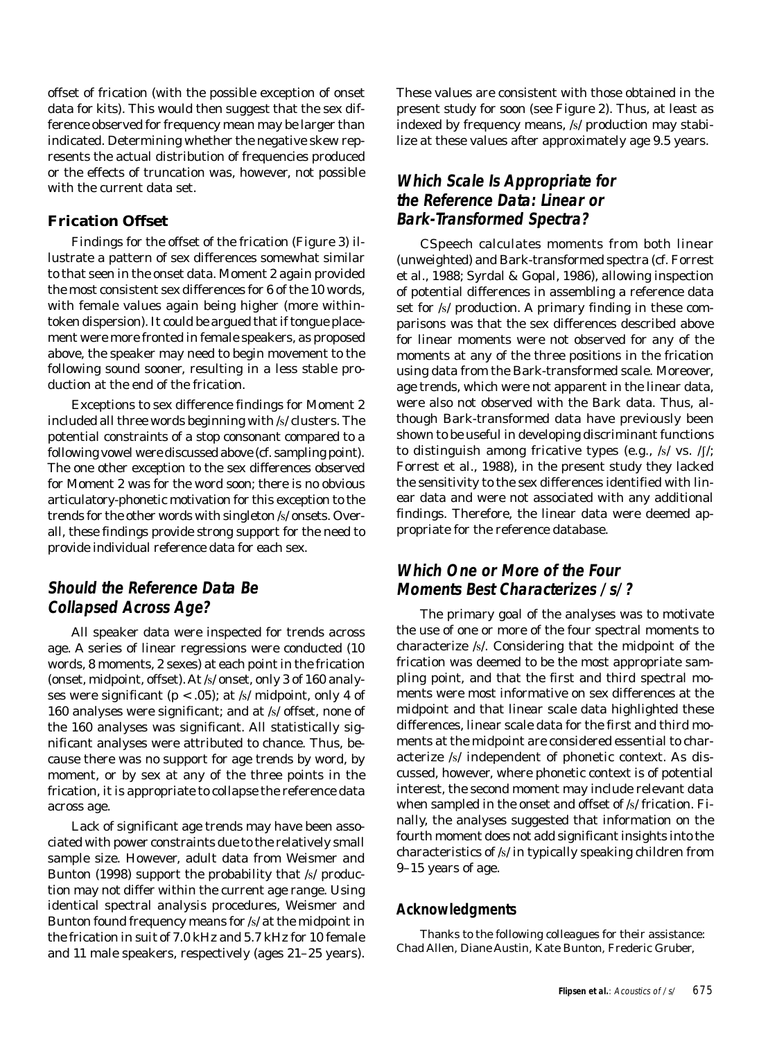offset of frication (with the possible exception of onset data for kits). This would then suggest that the sex difference observed for frequency mean may be larger than indicated. Determining whether the negative skew represents the actual distribution of frequencies produced or the effects of truncation was, however, not possible with the current data set.

### Frication Offset

Findings for the offset of the frication (Figure 3) illustrate a pattern of sex differences somewhat similar to that seen in the onset data. Moment 2 again provided the most consistent sex differences for 6 of the 10 words, with female values again being higher (more within-token dispersion). It could be argued that if tongue placement were more fronted in female speakers, as proposed above, the speaker may need to begin movement to the following sound sooner, resulting in a less stable production at the end of the frication.

Exceptions to sex difference findings for Moment 2 included all three words beginning with /s/ clusters. The potential constraints of a stop consonant compared to a following vowel were discussed above (cf. sampling point). The one other exception to the sex differences observed for Moment 2 was for the word soon; there is no obvious articulatory-phonetic motivation for this exception to the trends for the other words with singleton /s/ onsets. Overall, these findings provide strong support for the need to provide individual reference data for each sex.

## Should the Reference Data Be Collapsed Across Age?

All speaker data were inspected for trends across age. A series of linear regressions were conducted (10 words, 8 moments, 2 sexes) at each point in the frication (onset, midpoint, offset). At /s/ onset, only 3 of 160 analyses were significant ($p < .05$); at /s/ midpoint, only 4 of 160 analyses were significant; and at /s/ offset, none of the 160 analyses was significant. All statistically significant analyses were attributed to chance. Thus, because there was no support for age trends by word, by moment, or by sex at any of the three points in the frication, it is appropriate to collapse the reference data across age.

Lack of significant age trends may have been associated with power constraints due to the relatively small sample size. However, adult data from Weismer and Bunton (1998) support the probability that /s/ production may not differ within the current age range. Using identical spectral analysis procedures, Weismer and Bunton found frequency means for /s/ at the midpoint in the frication in suit of 7.0 kHz and 5.7 kHz for 10 female and 11 male speakers, respectively (ages 21–25 years). These values are consistent with those obtained in the present study for soon (see Figure 2). Thus, at least as indexed by frequency means, /s/ production may stabilize at these values after approximately age 9.5 years.

## Which Scale Is Appropriate for the Reference Data: Linear or Bark-Transformed Spectra?

CSpeech calculates moments from both linear (unweighted) and Bark-transformed spectra (cf. Forrest et al., 1988; Syrdal & Gopal, 1986), allowing inspection of potential differences in assembling a reference data set for /s/ production. A primary finding in these comparisons was that the sex differences described above for linear moments were not observed for any of the moments at any of the three positions in the frication using data from the Bark-transformed scale. Moreover, age trends, which were not apparent in the linear data, were also not observed with the Bark data. Thus, although Bark-transformed data have previously been shown to be useful in developing discriminant functions to distinguish among fricative types (e.g., /s/ vs. /ʃ/; Forrest et al., 1988), in the present study they lacked the sensitivity to the sex differences identified with linear data and were not associated with any additional findings. Therefore, the linear data were deemed appropriate for the reference database.

## Which One or More of the Four Moments Best Characterizes /s/?

The primary goal of the analyses was to motivate the use of one or more of the four spectral moments to characterize /s/. Considering that the midpoint of the frication was deemed to be the most appropriate sampling point, and that the first and third spectral moments were most informative on sex differences at the midpoint and that linear scale data highlighted these differences, linear scale data for the first and third moments at the midpoint are considered essential to characterize /s/ independent of phonetic context. As discussed, however, where phonetic context is of potential interest, the second moment may include relevant data when sampled in the onset and offset of /s/ frication. Finally, the analyses suggested that information on the fourth moment does not add significant insights into the characteristics of /s/ in typically speaking children from 9–15 years of age.

### Acknowledgments

Thanks to the following colleagues for their assistance: Chad Allen, Diane Austin, Kate Bunton, Frederic Gruber,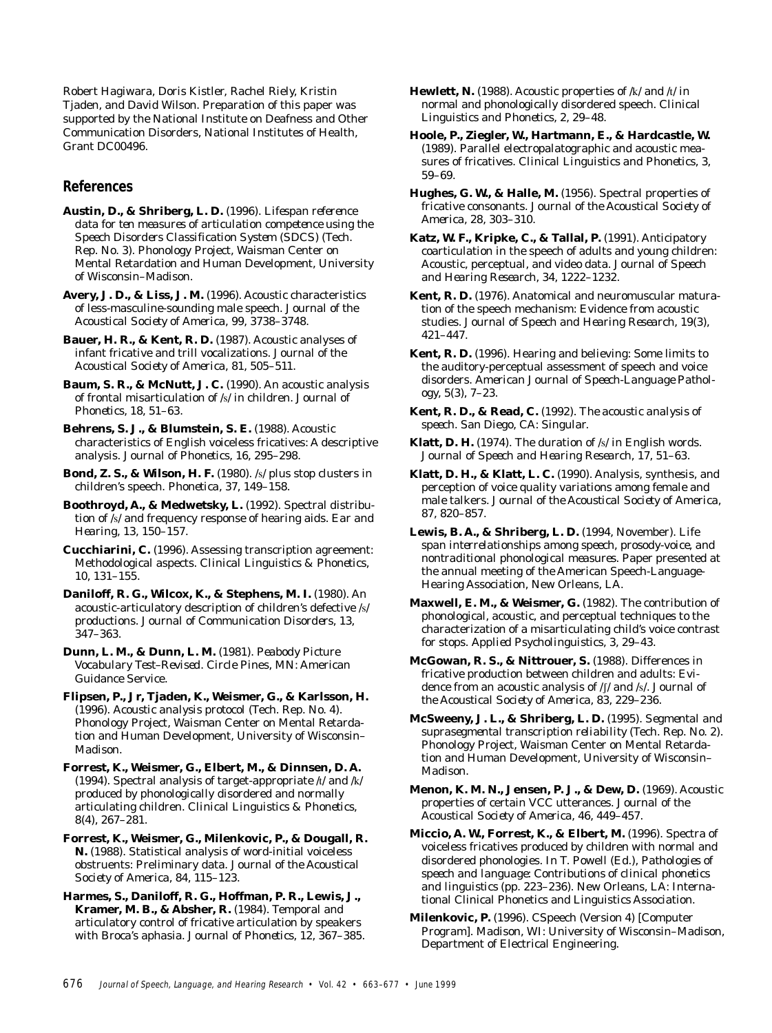Robert Hagiwara, Doris Kistler, Rachel Riely, Kristin Tjaden, and David Wilson. Preparation of this paper was supported by the National Institute on Deafness and Other Communication Disorders, National Institutes of Health, Grant DC00496.

## References

**Austin, D., & Shriberg, L. D.** (1996). *Lifespan reference data for ten measures of articulation competence using the Speech Disorders Classification System (SDCS)* (Tech. Rep. No. 3). Phonology Project, Waisman Center on Mental Retardation and Human Development, University of Wisconsin–Madison.

**Avery, J. D., & Liss, J. M.** (1996). Acoustic characteristics of less-masculine-sounding male speech. *Journal of the Acoustical Society of America, 99,* 3738–3748.

**Bauer, H. R., & Kent, R. D.** (1987). Acoustic analyses of infant fricative and trill vocalizations. *Journal of the Acoustical Society of America, 81,* 505–511.

**Baum, S. R., & McNutt, J. C.** (1990). An acoustic analysis of frontal misarticulation of /s/ in children. *Journal of Phonetics, 18,* 51–63.

**Behrens, S. J., & Blumstein, S. E.** (1988). Acoustic characteristics of English voiceless fricatives: A descriptive analysis. *Journal of Phonetics, 16,* 295–298.

**Bond, Z. S., & Wilson, H. F.** (1980). /s/ plus stop clusters in children's speech. *Phonetica, 37,* 149–158.

**Boothroyd, A., & Medwetsky, L.** (1992). Spectral distribution of /s/ and frequency response of hearing aids. *Ear and Hearing, 13,* 150–157.

**Cucchiarini, C.** (1996). Assessing transcription agreement: Methodological aspects. *Clinical Linguistics & Phonetics, 10,* 131–155.

**Daniloff, R. G., Wilcox, K., & Stephens, M. I.** (1980). An acoustic-articulatory description of children's defective /s/ productions. *Journal of Communication Disorders, 13,* 347–363.

**Dunn, L. M., & Dunn, L. M.** (1981). *Peabody Picture Vocabulary Test–Revised.* Circle Pines, MN: American Guidance Service.

**Flipsen, P., Jr, Tjaden, K., Weismer, G., & Karlsson, H.** (1996). *Acoustic analysis protocol* (Tech. Rep. No. 4). Phonology Project, Waisman Center on Mental Retardation and Human Development, University of Wisconsin–Madison.

**Forrest, K., Weismer, G., Elbert, M., & Dinnsen, D. A.** (1994). Spectral analysis of target-appropriate /t/ and /k/ produced by phonologically disordered and normally articulating children. *Clinical Linguistics & Phonetics, 8*(4), 267–281.

**Forrest, K., Weismer, G., Milenkovic, P., & Dougall, R. N.** (1988). Statistical analysis of word-initial voiceless obstruents: Preliminary data. *Journal of the Acoustical Society of America, 84,* 115–123.

**Harmes, S., Daniloff, R. G., Hoffman, P. R., Lewis, J., Kramer, M. B., & Absher, R.** (1984). Temporal and articulatory control of fricative articulation by speakers with Broca's aphasia. *Journal of Phonetics, 12,* 367–385.

**Hewlett, N.** (1988). Acoustic properties of /k/ and /t/ in normal and phonologically disordered speech. *Clinical Linguistics and Phonetics, 2,* 29–48.

**Hoole, P., Ziegler, W., Hartmann, E., & Hardcastle, W.** (1989). Parallel electropalatographic and acoustic measures of fricatives. *Clinical Linguistics and Phonetics, 3,* 59–69.

**Hughes, G. W., & Halle, M.** (1956). Spectral properties of fricative consonants. *Journal of the Acoustical Society of America, 28,* 303–310.

**Katz, W. F., Kripke, C., & Tallal, P.** (1991). Anticipatory coarticulation in the speech of adults and young children: Acoustic, perceptual, and video data. *Journal of Speech and Hearing Research, 34,* 1222–1232.

**Kent, R. D.** (1976). Anatomical and neuromuscular maturation of the speech mechanism: Evidence from acoustic studies. *Journal of Speech and Hearing Research, 19*(3), 421–447.

**Kent, R. D.** (1996). Hearing and believing: Some limits to the auditory-perceptual assessment of speech and voice disorders. *American Journal of Speech-Language Pathology, 5*(3), 7–23.

**Kent, R. D., & Read, C.** (1992). *The acoustic analysis of speech.* San Diego, CA: Singular.

**Klatt, D. H.** (1974). The duration of /s/ in English words. *Journal of Speech and Hearing Research, 17,* 51–63.

**Klatt, D. H., & Klatt, L. C.** (1990). Analysis, synthesis, and perception of voice quality variations among female and male talkers. *Journal of the Acoustical Society of America, 87,* 820–857.

**Lewis, B. A., & Shriberg, L. D.** (1994, November). *Life span interrelationships among speech, prosody-voice, and nontraditional phonological measures.* Paper presented at the annual meeting of the American Speech-Language-Hearing Association, New Orleans, LA.

**Maxwell, E. M., & Weismer, G.** (1982). The contribution of phonological, acoustic, and perceptual techniques to the characterization of a misarticulating child's voice contrast for stops. *Applied Psycholinguistics, 3,* 29–43.

**McGowan, R. S., & Nittrouer, S.** (1988). Differences in fricative production between children and adults: Evidence from an acoustic analysis of /ʃ/ and /s/. *Journal of the Acoustical Society of America, 83,* 229–236.

**McSweeny, J. L., & Shriberg, L. D.** (1995). *Segmental and suprasegmental transcription reliability* (Tech. Rep. No. 2). Phonology Project, Waisman Center on Mental Retardation and Human Development, University of Wisconsin–Madison.

**Menon, K. M. N., Jensen, P. J., & Dew, D.** (1969). Acoustic properties of certain VCC utterances. *Journal of the Acoustical Society of America, 46,* 449–457.

**Miccio, A. W., Forrest, K., & Elbert, M.** (1996). Spectra of voiceless fricatives produced by children with normal and disordered phonologies. In T. Powell (Ed.), *Pathologies of speech and language: Contributions of clinical phonetics and linguistics* (pp. 223–236). New Orleans, LA: International Clinical Phonetics and Linguistics Association.

**Milenkovic, P.** (1996). *CSpeech (Version 4)* [Computer Program]. Madison, WI: University of Wisconsin–Madison, Department of Electrical Engineering.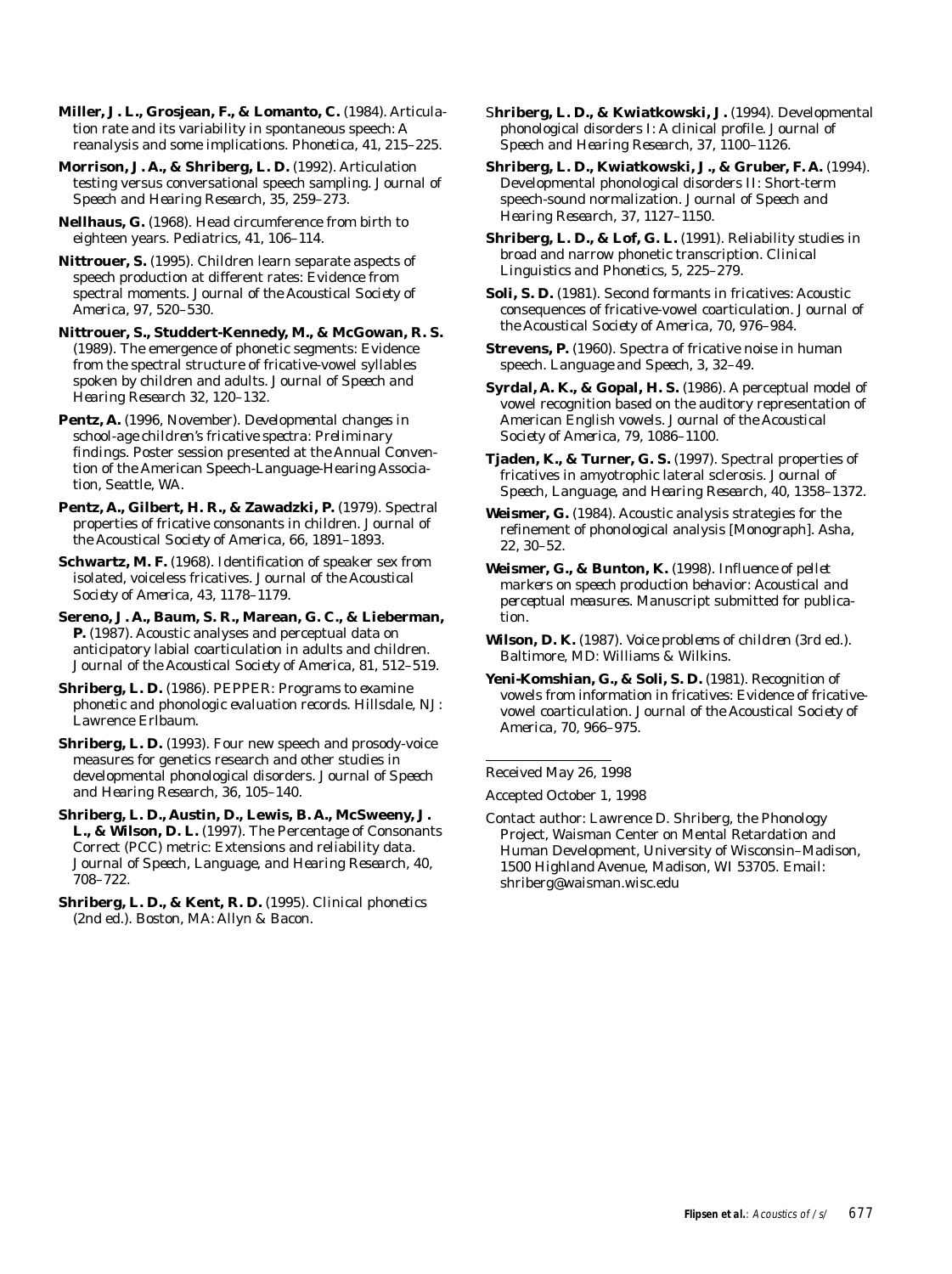**Miller, J. L., Grosjean, F., & Lomanto, C.** (1984). Articulation rate and its variability in spontaneous speech: A reanalysis and some implications. *Phonetica, 41*, 215–225.

**Morrison, J. A., & Shriberg, L. D.** (1992). Articulation testing versus conversational speech sampling. *Journal of Speech and Hearing Research, 35*, 259–273.

**Nellhaus, G.** (1968). Head circumference from birth to eighteen years. *Pediatrics, 41*, 106–114.

**Nittrouer, S.** (1995). Children learn separate aspects of speech production at different rates: Evidence from spectral moments. *Journal of the Acoustical Society of America, 97*, 520–530.

**Nittrouer, S., Studdert-Kennedy, M., & McGowan, R. S.** (1989). The emergence of phonetic segments: Evidence from the spectral structure of fricative-vowel syllables spoken by children and adults. *Journal of Speech and Hearing Research 32*, 120–132.

**Pentz, A.** (1996, November). *Developmental changes in school-age children's fricative spectra: Preliminary findings.* Poster session presented at the Annual Convention of the American Speech-Language-Hearing Association, Seattle, WA.

**Pentz, A., Gilbert, H. R., & Zawadzki, P.** (1979). Spectral properties of fricative consonants in children. *Journal of the Acoustical Society of America, 66*, 1891–1893.

**Schwartz, M. F.** (1968). Identification of speaker sex from isolated, voiceless fricatives. *Journal of the Acoustical Society of America, 43*, 1178–1179.

**Sereno, J. A., Baum, S. R., Marean, G. C., & Lieberman, P.** (1987). Acoustic analyses and perceptual data on anticipatory labial coarticulation in adults and children. *Journal of the Acoustical Society of America, 81*, 512–519.

**Shriberg, L. D.** (1986). *PEPPER: Programs to examine phonetic and phonologic evaluation records.* Hillsdale, NJ: Lawrence Erlbaum.

**Shriberg, L. D.** (1993). Four new speech and prosody-voice measures for genetics research and other studies in developmental phonological disorders. *Journal of Speech and Hearing Research, 36*, 105–140.

**Shriberg, L. D., Austin, D., Lewis, B. A., McSweeny, J. L., & Wilson, D. L.** (1997). The Percentage of Consonants Correct (PCC) metric: Extensions and reliability data. *Journal of Speech, Language, and Hearing Research, 40*, 708–722.

**Shriberg, L. D., & Kent, R. D.** (1995). *Clinical phonetics* (2nd ed.). Boston, MA: Allyn & Bacon.

S**hriberg, L. D., & Kwiatkowski, J.** (1994). Developmental phonological disorders I: A clinical profile. *Journal of Speech and Hearing Research, 37*, 1100–1126.

**Shriberg, L. D., Kwiatkowski, J., & Gruber, F. A.** (1994). Developmental phonological disorders II: Short-term speech-sound normalization. *Journal of Speech and Hearing Research, 37*, 1127–1150.

**Shriberg, L. D., & Lof, G. L.** (1991). Reliability studies in broad and narrow phonetic transcription. *Clinical Linguistics and Phonetics, 5*, 225–279.

**Soli, S. D.** (1981). Second formants in fricatives: Acoustic consequences of fricative-vowel coarticulation. *Journal of the Acoustical Society of America, 70*, 976–984.

**Strevens, P.** (1960). Spectra of fricative noise in human speech. *Language and Speech, 3*, 32–49.

**Syrdal, A. K., & Gopal, H. S.** (1986). A perceptual model of vowel recognition based on the auditory representation of American English vowels. *Journal of the Acoustical Society of America, 79*, 1086–1100.

**Tjaden, K., & Turner, G. S.** (1997). Spectral properties of fricatives in amyotrophic lateral sclerosis. *Journal of Speech, Language, and Hearing Research, 40*, 1358–1372.

**Weismer, G.** (1984). Acoustic analysis strategies for the refinement of phonological analysis [Monograph]. *Asha, 22*, 30–52.

**Weismer, G., & Bunton, K.** (1998). *Influence of pellet markers on speech production behavior: Acoustical and perceptual measures.* Manuscript submitted for publication.

**Wilson, D. K.** (1987). *Voice problems of children* (3rd ed.). Baltimore, MD: Williams & Wilkins.

**Yeni-Komshian, G., & Soli, S. D.** (1981). Recognition of vowels from information in fricatives: Evidence of fricative-vowel coarticulation. *Journal of the Acoustical Society of America, 70*, 966–975.

---

Received May 26, 1998

Accepted October 1, 1998

Contact author: Lawrence D. Shriberg, the Phonology Project, Waisman Center on Mental Retardation and Human Development, University of Wisconsin–Madison, 1500 Highland Avenue, Madison, WI 53705. Email: shriberg@waisman.wisc.edu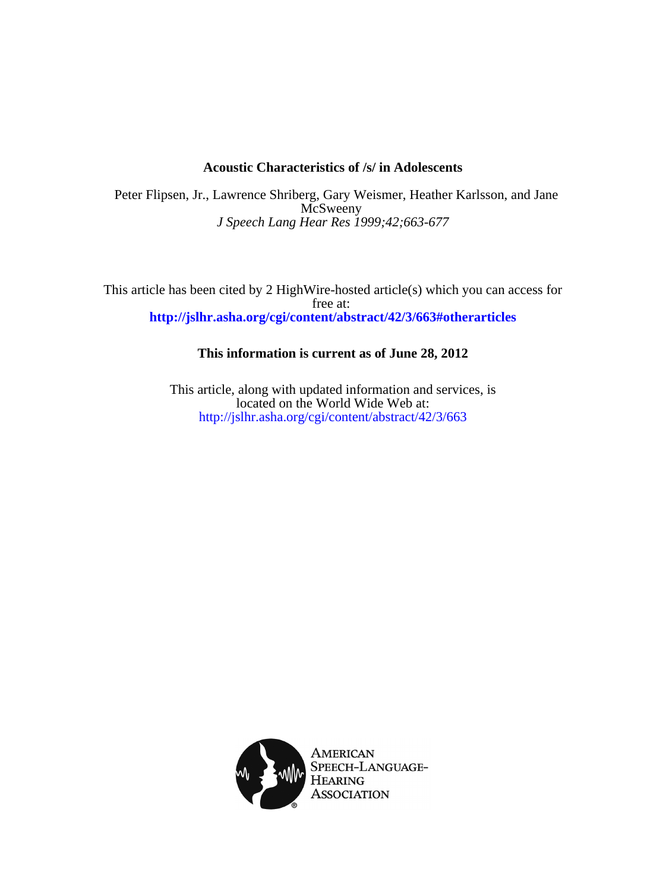**Acoustic Characteristics of /s/ in Adolescents**

Peter Flipsen, Jr., Lawrence Shriberg, Gary Weismer, Heather Karlsson, and Jane McSweeny

*J Speech Lang Hear Res 1999;42;663-677*

This article has been cited by 2 HighWire-hosted article(s) which you can access for free at:

**http://jslhr.asha.org/cgi/content/abstract/42/3/663#otherarticles**

**This information is current as of June 28, 2012**

This article, along with updated information and services, is located on the World Wide Web at:

http://jslhr.asha.org/cgi/content/abstract/42/3/663

AMERICAN SPEECH-LANGUAGE-HEARING ASSOCIATION